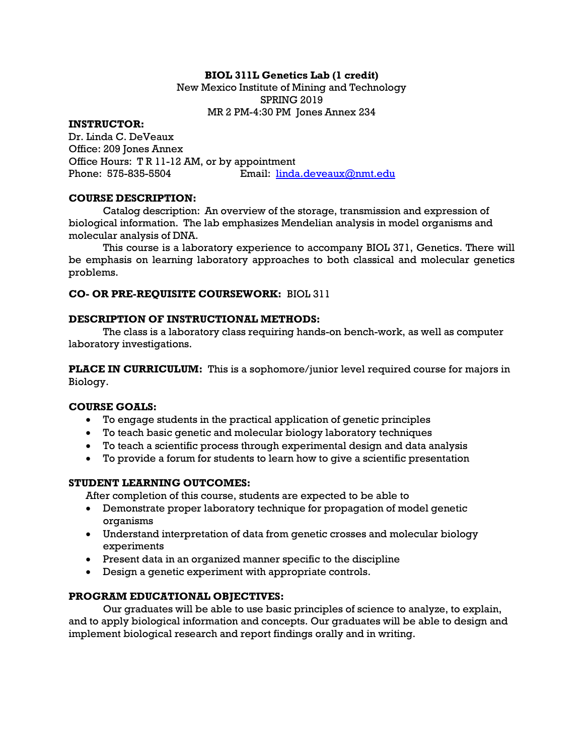**BIOL 311L Genetics Lab (1 credit)**
New Mexico Institute of Mining and Technology
SPRING 2019
MR 2 PM-4:30 PM Jones Annex 234

**INSTRUCTOR:**
Dr. Linda C. DeVeaux
Office: 209 Jones Annex
Office Hours: T R 11-12 AM, or by appointment
Phone: 575-835-5504 Email: linda.deveaux@nmt.edu

**COURSE DESCRIPTION:**

Catalog description: An overview of the storage, transmission and expression of biological information. The lab emphasizes Mendelian analysis in model organisms and molecular analysis of DNA.

This course is a laboratory experience to accompany BIOL 371, Genetics. There will be emphasis on learning laboratory approaches to both classical and molecular genetics problems.

**CO- OR PRE-REQUISITE COURSEWORK:** BIOL 311

**DESCRIPTION OF INSTRUCTIONAL METHODS:**

The class is a laboratory class requiring hands-on bench-work, as well as computer laboratory investigations.

**PLACE IN CURRICULUM:** This is a sophomore/junior level required course for majors in Biology.

**COURSE GOALS:**

- To engage students in the practical application of genetic principles
- To teach basic genetic and molecular biology laboratory techniques
- To teach a scientific process through experimental design and data analysis
- To provide a forum for students to learn how to give a scientific presentation

**STUDENT LEARNING OUTCOMES:**

After completion of this course, students are expected to be able to

- Demonstrate proper laboratory technique for propagation of model genetic organisms
- Understand interpretation of data from genetic crosses and molecular biology experiments
- Present data in an organized manner specific to the discipline
- Design a genetic experiment with appropriate controls.

**PROGRAM EDUCATIONAL OBJECTIVES:**

Our graduates will be able to use basic principles of science to analyze, to explain, and to apply biological information and concepts. Our graduates will be able to design and implement biological research and report findings orally and in writing.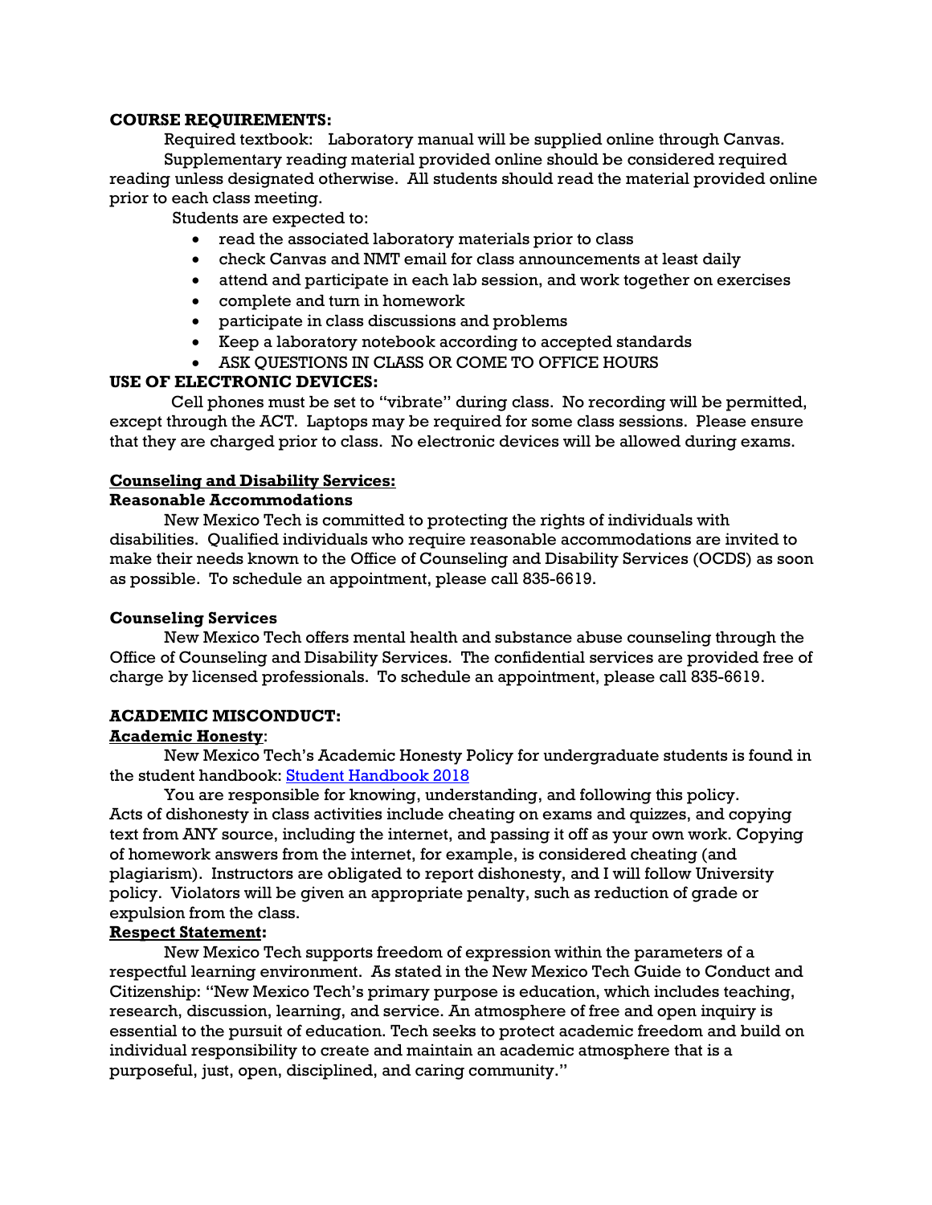**COURSE REQUIREMENTS:**

Required textbook: Laboratory manual will be supplied online through Canvas.

Supplementary reading material provided online should be considered required reading unless designated otherwise. All students should read the material provided online prior to each class meeting.

Students are expected to:

- read the associated laboratory materials prior to class
- check Canvas and NMT email for class announcements at least daily
- attend and participate in each lab session, and work together on exercises
- complete and turn in homework
- participate in class discussions and problems
- Keep a laboratory notebook according to accepted standards
- ASK QUESTIONS IN CLASS OR COME TO OFFICE HOURS

**USE OF ELECTRONIC DEVICES:**

Cell phones must be set to "vibrate" during class. No recording will be permitted, except through the ACT. Laptops may be required for some class sessions. Please ensure that they are charged prior to class. No electronic devices will be allowed during exams.

**Counseling and Disability Services:**

**Reasonable Accommodations**

New Mexico Tech is committed to protecting the rights of individuals with disabilities. Qualified individuals who require reasonable accommodations are invited to make their needs known to the Office of Counseling and Disability Services (OCDS) as soon as possible. To schedule an appointment, please call 835-6619.

**Counseling Services**

New Mexico Tech offers mental health and substance abuse counseling through the Office of Counseling and Disability Services. The confidential services are provided free of charge by licensed professionals. To schedule an appointment, please call 835-6619.

**ACADEMIC MISCONDUCT:**

**Academic Honesty**:

New Mexico Tech's Academic Honesty Policy for undergraduate students is found in the student handbook: [Student Handbook 2018]

You are responsible for knowing, understanding, and following this policy. Acts of dishonesty in class activities include cheating on exams and quizzes, and copying text from ANY source, including the internet, and passing it off as your own work. Copying of homework answers from the internet, for example, is considered cheating (and plagiarism). Instructors are obligated to report dishonesty, and I will follow University policy. Violators will be given an appropriate penalty, such as reduction of grade or expulsion from the class.

**Respect Statement:**

New Mexico Tech supports freedom of expression within the parameters of a respectful learning environment. As stated in the New Mexico Tech Guide to Conduct and Citizenship: "New Mexico Tech's primary purpose is education, which includes teaching, research, discussion, learning, and service. An atmosphere of free and open inquiry is essential to the pursuit of education. Tech seeks to protect academic freedom and build on individual responsibility to create and maintain an academic atmosphere that is a purposeful, just, open, disciplined, and caring community."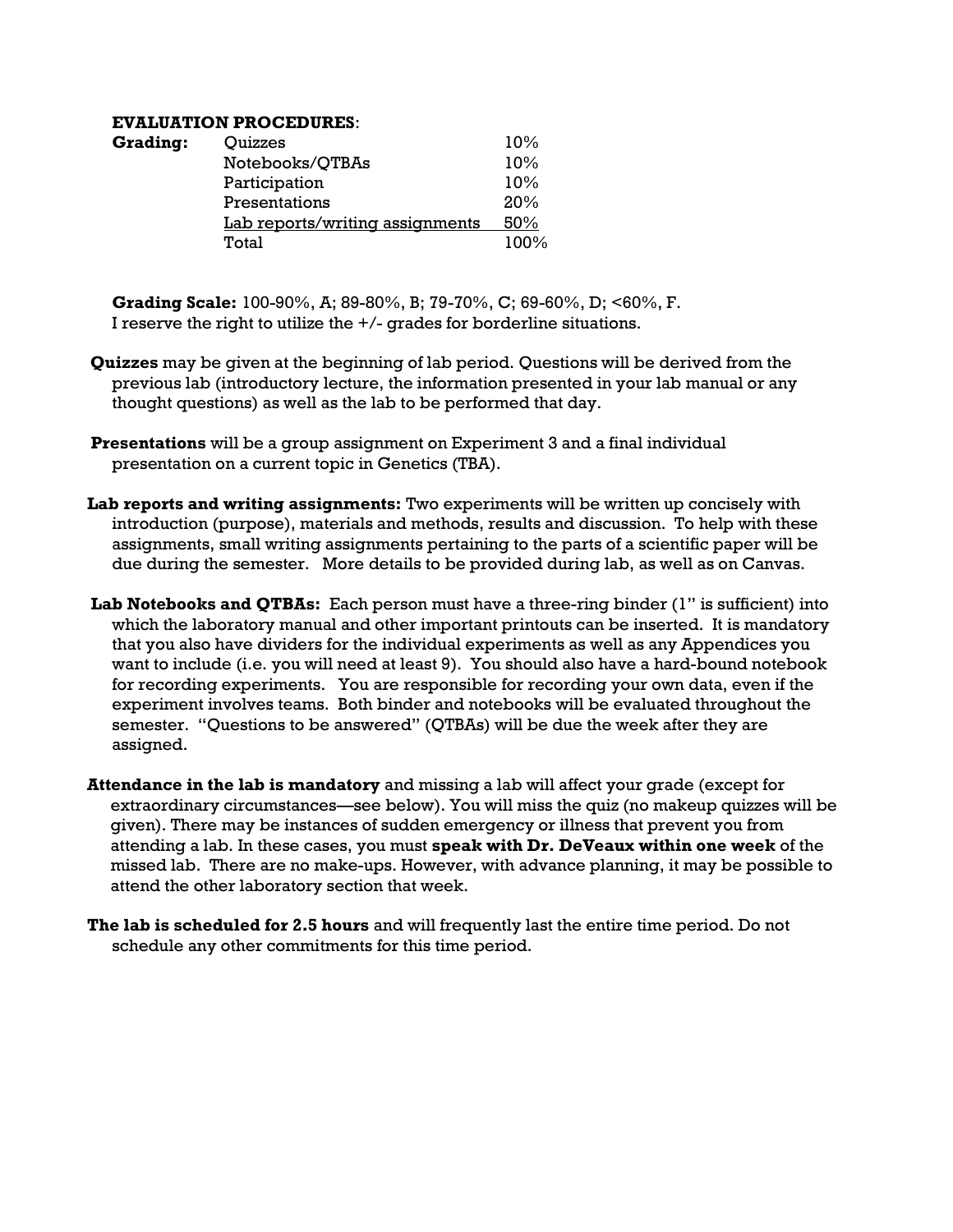**EVALUATION PROCEDURES**:

| **Grading:** | | |
|---|---|---|
| | Quizzes | 10% |
| | Notebooks/QTBAs | 10% |
| | Participation | 10% |
| | Presentations | 20% |
| | Lab reports/writing assignments | 50% |
| | Total | 100% |

**Grading Scale:** 100-90%, A; 89-80%, B; 79-70%, C; 69-60%, D; <60%, F.
I reserve the right to utilize the +/- grades for borderline situations.

**Quizzes** may be given at the beginning of lab period. Questions will be derived from the previous lab (introductory lecture, the information presented in your lab manual or any thought questions) as well as the lab to be performed that day.

**Presentations** will be a group assignment on Experiment 3 and a final individual presentation on a current topic in Genetics (TBA).

**Lab reports and writing assignments:** Two experiments will be written up concisely with introduction (purpose), materials and methods, results and discussion. To help with these assignments, small writing assignments pertaining to the parts of a scientific paper will be due during the semester. More details to be provided during lab, as well as on Canvas.

**Lab Notebooks and QTBAs:** Each person must have a three-ring binder (1" is sufficient) into which the laboratory manual and other important printouts can be inserted. It is mandatory that you also have dividers for the individual experiments as well as any Appendices you want to include (i.e. you will need at least 9). You should also have a hard-bound notebook for recording experiments. You are responsible for recording your own data, even if the experiment involves teams. Both binder and notebooks will be evaluated throughout the semester. "Questions to be answered" (QTBAs) will be due the week after they are assigned.

**Attendance in the lab is mandatory** and missing a lab will affect your grade (except for extraordinary circumstances—see below). You will miss the quiz (no makeup quizzes will be given). There may be instances of sudden emergency or illness that prevent you from attending a lab. In these cases, you must **speak with Dr. DeVeaux within one week** of the missed lab. There are no make-ups. However, with advance planning, it may be possible to attend the other laboratory section that week.

**The lab is scheduled for 2.5 hours** and will frequently last the entire time period. Do not schedule any other commitments for this time period.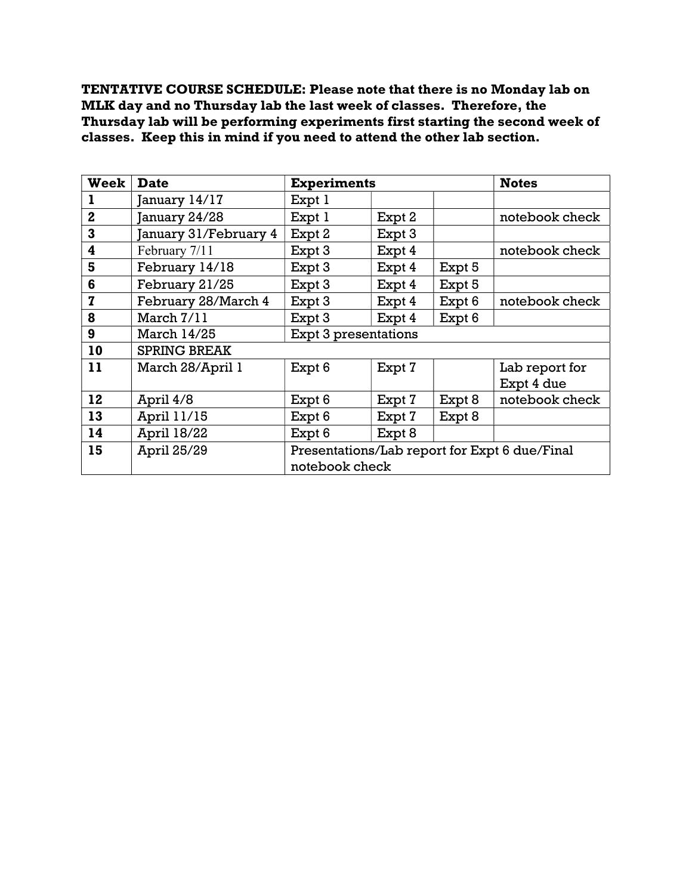**TENTATIVE COURSE SCHEDULE: Please note that there is no Monday lab on MLK day and no Thursday lab the last week of classes. Therefore, the Thursday lab will be performing experiments first starting the second week of classes. Keep this in mind if you need to attend the other lab section.**

| Week | Date | Experiments | | | Notes |
|---|---|---|---|---|---|
| **1** | January 14/17 | Expt 1 | | | |
| **2** | January 24/28 | Expt 1 | Expt 2 | | notebook check |
| **3** | January 31/February 4 | Expt 2 | Expt 3 | | |
| **4** | February 7/11 | Expt 3 | Expt 4 | | notebook check |
| **5** | February 14/18 | Expt 3 | Expt 4 | Expt 5 | |
| **6** | February 21/25 | Expt 3 | Expt 4 | Expt 5 | |
| **7** | February 28/March 4 | Expt 3 | Expt 4 | Expt 6 | notebook check |
| **8** | March 7/11 | Expt 3 | Expt 4 | Expt 6 | |
| **9** | March 14/25 | Expt 3 presentations | | | |
| **10** | SPRING BREAK | | | | |
| **11** | March 28/April 1 | Expt 6 | Expt 7 | | Lab report for Expt 4 due |
| **12** | April 4/8 | Expt 6 | Expt 7 | Expt 8 | notebook check |
| **13** | April 11/15 | Expt 6 | Expt 7 | Expt 8 | |
| **14** | April 18/22 | Expt 6 | Expt 8 | | |
| **15** | April 25/29 | Presentations/Lab report for Expt 6 due/Final notebook check | | | |